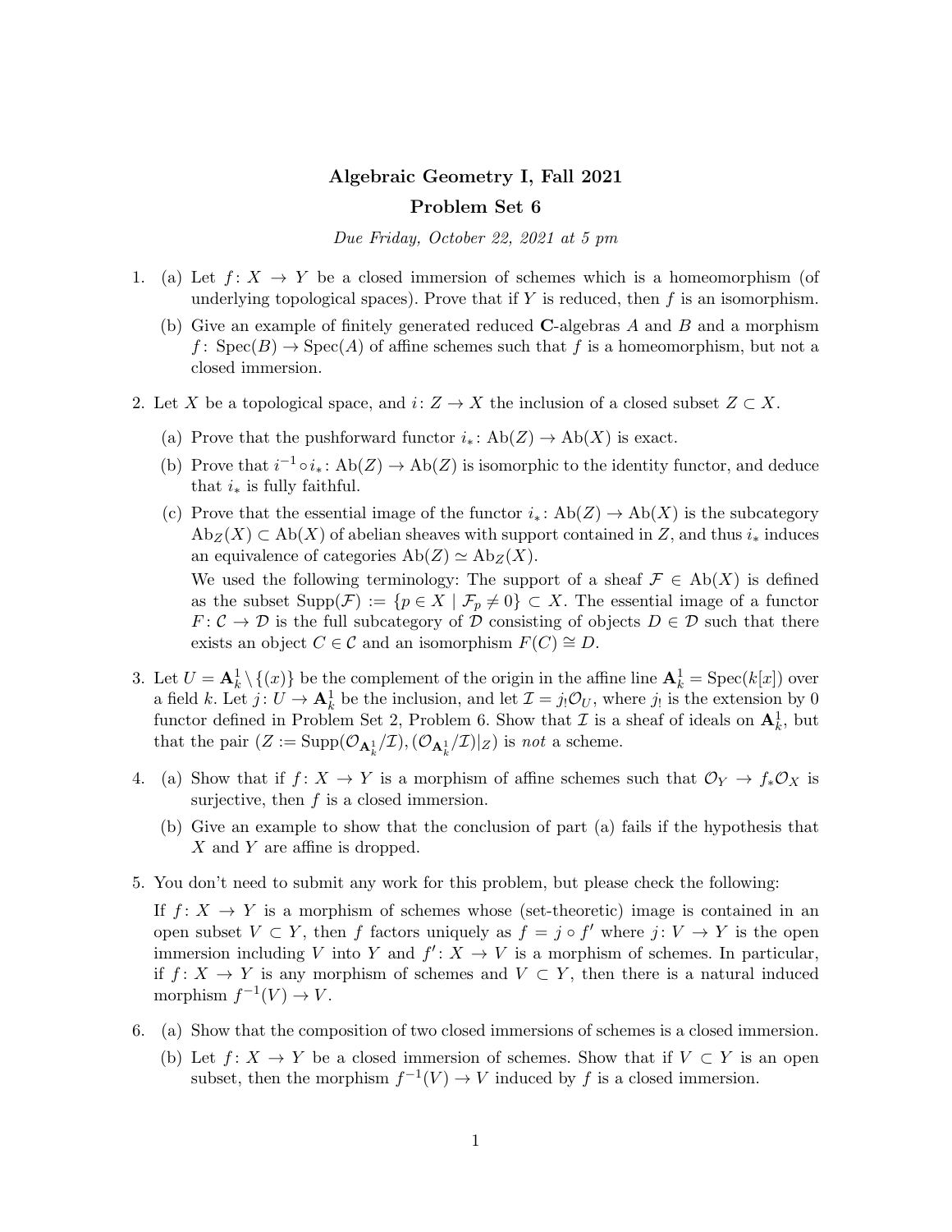# Algebraic Geometry I, Fall 2021

## Problem Set 6

*Due Friday, October 22, 2021 at 5 pm*

1. (a) Let $f\colon X \to Y$ be a closed immersion of schemes which is a homeomorphism (of underlying topological spaces). Prove that if $Y$ is reduced, then $f$ is an isomorphism.

   (b) Give an example of finitely generated reduced $\mathbf{C}$-algebras $A$ and $B$ and a morphism $f\colon \operatorname{Spec}(B) \to \operatorname{Spec}(A)$ of affine schemes such that $f$ is a homeomorphism, but not a closed immersion.

2. Let $X$ be a topological space, and $i\colon Z \to X$ the inclusion of a closed subset $Z \subset X$.

   (a) Prove that the pushforward functor $i_*\colon \operatorname{Ab}(Z) \to \operatorname{Ab}(X)$ is exact.

   (b) Prove that $i^{-1} \circ i_*\colon \operatorname{Ab}(Z) \to \operatorname{Ab}(Z)$ is isomorphic to the identity functor, and deduce that $i_*$ is fully faithful.

   (c) Prove that the essential image of the functor $i_*\colon \operatorname{Ab}(Z) \to \operatorname{Ab}(X)$ is the subcategory $\operatorname{Ab}_Z(X) \subset \operatorname{Ab}(X)$ of abelian sheaves with support contained in $Z$, and thus $i_*$ induces an equivalence of categories $\operatorname{Ab}(Z) \simeq \operatorname{Ab}_Z(X)$.

   We used the following terminology: The support of a sheaf $\mathcal{F} \in \operatorname{Ab}(X)$ is defined as the subset $\operatorname{Supp}(\mathcal{F}) := \{p \in X \mid \mathcal{F}_p \neq 0\} \subset X$. The essential image of a functor $F\colon \mathcal{C} \to \mathcal{D}$ is the full subcategory of $\mathcal{D}$ consisting of objects $D \in \mathcal{D}$ such that there exists an object $C \in \mathcal{C}$ and an isomorphism $F(C) \cong D$.

3. Let $U = \mathbf{A}^1_k \setminus \{(x)\}$ be the complement of the origin in the affine line $\mathbf{A}^1_k = \operatorname{Spec}(k[x])$ over a field $k$. Let $j\colon U \to \mathbf{A}^1_k$ be the inclusion, and let $\mathcal{I} = j_!\mathcal{O}_U$, where $j_!$ is the extension by 0 functor defined in Problem Set 2, Problem 6. Show that $\mathcal{I}$ is a sheaf of ideals on $\mathbf{A}^1_k$, but that the pair $(Z := \operatorname{Supp}(\mathcal{O}_{\mathbf{A}^1_k}/\mathcal{I}), (\mathcal{O}_{\mathbf{A}^1_k}/\mathcal{I})|_Z)$ is *not* a scheme.

4. (a) Show that if $f\colon X \to Y$ is a morphism of affine schemes such that $\mathcal{O}_Y \to f_*\mathcal{O}_X$ is surjective, then $f$ is a closed immersion.

   (b) Give an example to show that the conclusion of part (a) fails if the hypothesis that $X$ and $Y$ are affine is dropped.

5. You don't need to submit any work for this problem, but please check the following:

   If $f\colon X \to Y$ is a morphism of schemes whose (set-theoretic) image is contained in an open subset $V \subset Y$, then $f$ factors uniquely as $f = j \circ f'$ where $j\colon V \to Y$ is the open immersion including $V$ into $Y$ and $f'\colon X \to V$ is a morphism of schemes. In particular, if $f\colon X \to Y$ is any morphism of schemes and $V \subset Y$, then there is a natural induced morphism $f^{-1}(V) \to V$.

6. (a) Show that the composition of two closed immersions of schemes is a closed immersion.

   (b) Let $f\colon X \to Y$ be a closed immersion of schemes. Show that if $V \subset Y$ is an open subset, then the morphism $f^{-1}(V) \to V$ induced by $f$ is a closed immersion.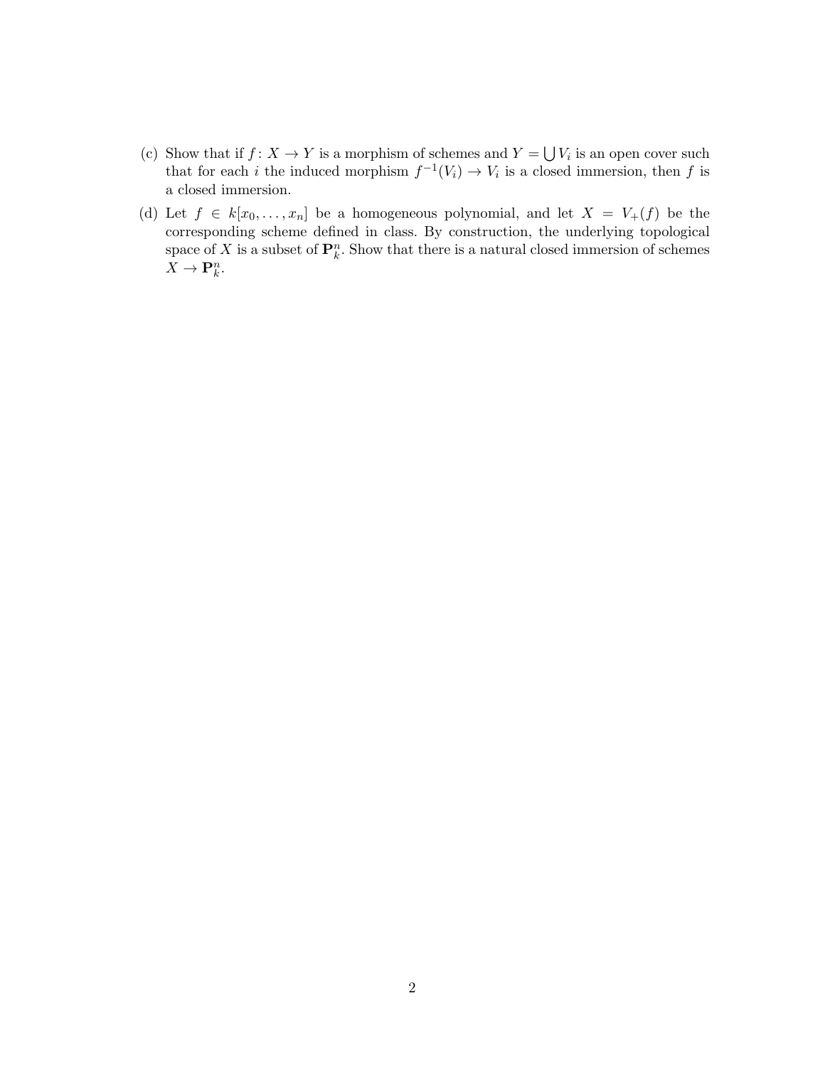(c) Show that if $f\colon X \to Y$ is a morphism of schemes and $Y = \bigcup V_i$ is an open cover such that for each $i$ the induced morphism $f^{-1}(V_i) \to V_i$ is a closed immersion, then $f$ is a closed immersion.

(d) Let $f \in k[x_0, \ldots, x_n]$ be a homogeneous polynomial, and let $X = V_+(f)$ be the corresponding scheme defined in class. By construction, the underlying topological space of $X$ is a subset of $\mathbf{P}^n_k$. Show that there is a natural closed immersion of schemes $X \to \mathbf{P}^n_k$.